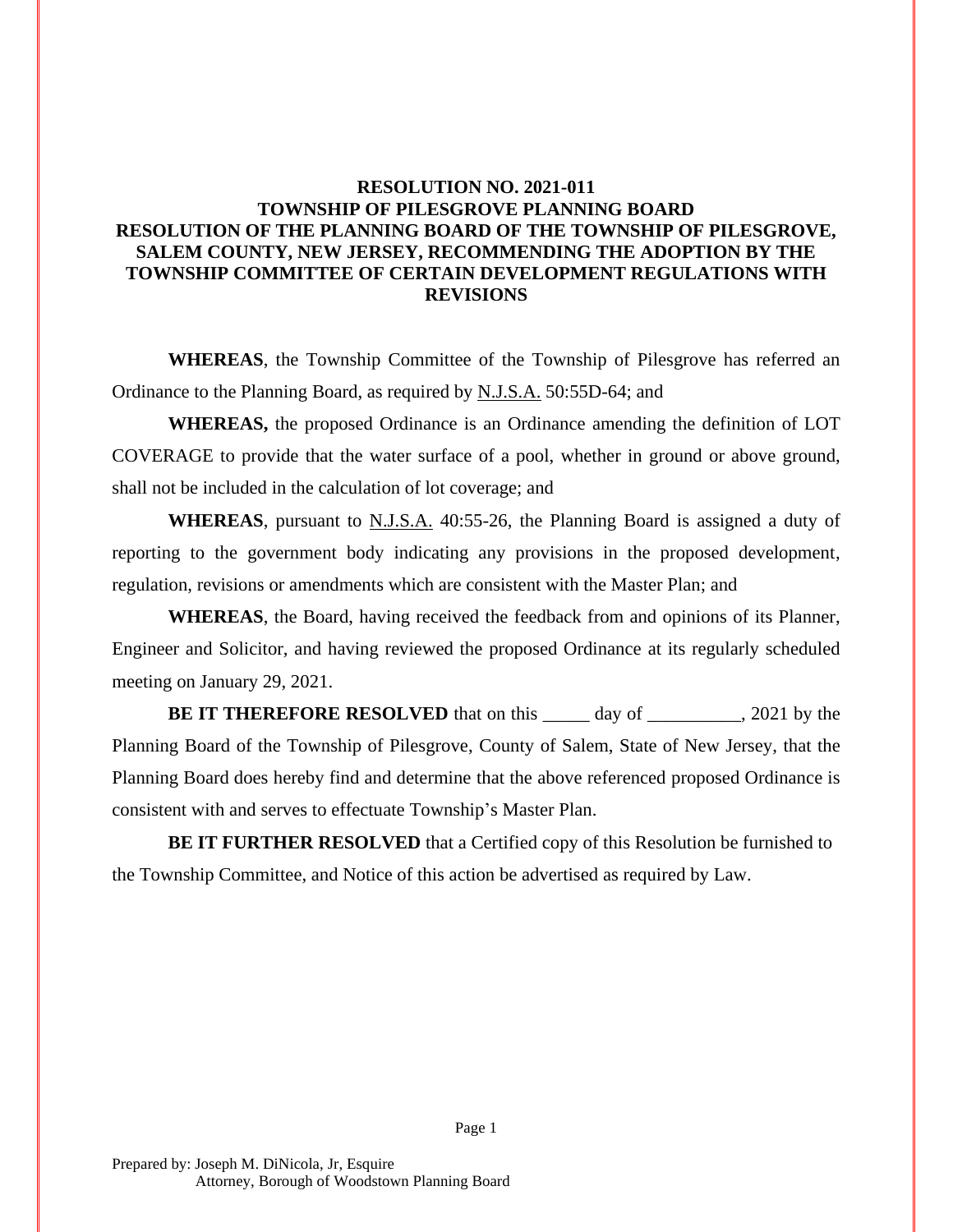**RESOLUTION NO. 2021-011**
**TOWNSHIP OF PILESGROVE PLANNING BOARD**
**RESOLUTION OF THE PLANNING BOARD OF THE TOWNSHIP OF PILESGROVE, SALEM COUNTY, NEW JERSEY, RECOMMENDING THE ADOPTION BY THE TOWNSHIP COMMITTEE OF CERTAIN DEVELOPMENT REGULATIONS WITH REVISIONS**

**WHEREAS**, the Township Committee of the Township of Pilesgrove has referred an Ordinance to the Planning Board, as required by N.J.S.A. 50:55D-64; and

**WHEREAS,** the proposed Ordinance is an Ordinance amending the definition of LOT COVERAGE to provide that the water surface of a pool, whether in ground or above ground, shall not be included in the calculation of lot coverage; and

**WHEREAS**, pursuant to N.J.S.A. 40:55-26, the Planning Board is assigned a duty of reporting to the government body indicating any provisions in the proposed development, regulation, revisions or amendments which are consistent with the Master Plan; and

**WHEREAS**, the Board, having received the feedback from and opinions of its Planner, Engineer and Solicitor, and having reviewed the proposed Ordinance at its regularly scheduled meeting on January 29, 2021.

**BE IT THEREFORE RESOLVED** that on this _____ day of __________, 2021 by the Planning Board of the Township of Pilesgrove, County of Salem, State of New Jersey, that the Planning Board does hereby find and determine that the above referenced proposed Ordinance is consistent with and serves to effectuate Township's Master Plan.

**BE IT FURTHER RESOLVED** that a Certified copy of this Resolution be furnished to the Township Committee, and Notice of this action be advertised as required by Law.

Prepared by: Joseph M. DiNicola, Jr, Esquire
Attorney, Borough of Woodstown Planning Board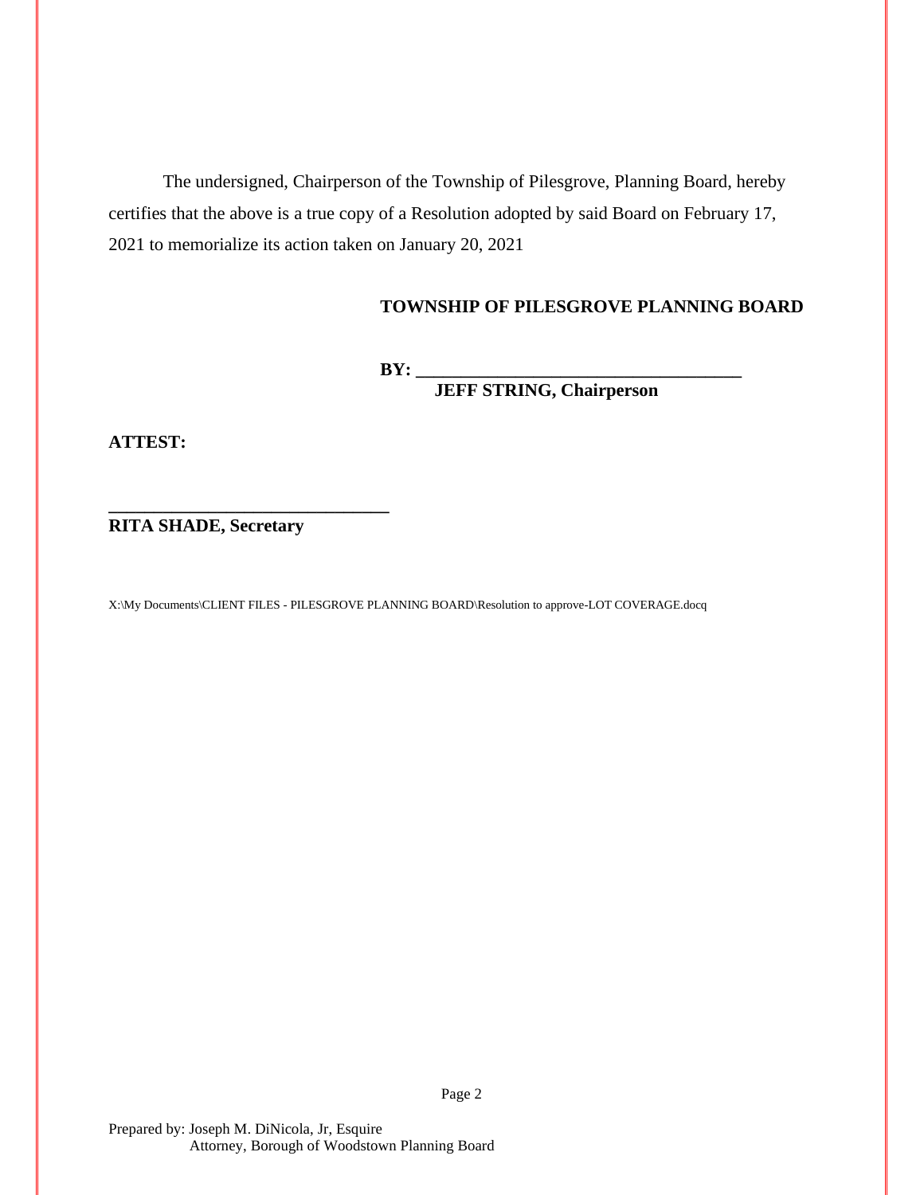The undersigned, Chairperson of the Township of Pilesgrove, Planning Board, hereby certifies that the above is a true copy of a Resolution adopted by said Board on February 17, 2021 to memorialize its action taken on January 20, 2021

**TOWNSHIP OF PILESGROVE PLANNING BOARD**

**BY: ___________________________________**
**JEFF STRING, Chairperson**

**ATTEST:**

**______________________________**
**RITA SHADE, Secretary**

X:\My Documents\CLIENT FILES - PILESGROVE PLANNING BOARD\Resolution to approve-LOT COVERAGE.docq

Prepared by: Joseph M. DiNicola, Jr, Esquire
Attorney, Borough of Woodstown Planning Board